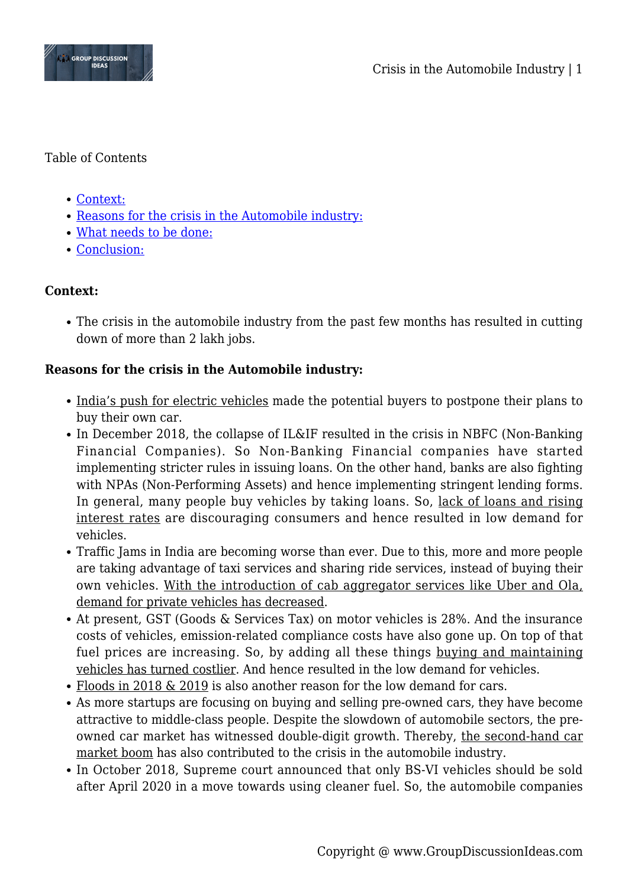Table of Contents

- Context:
- Reasons for the crisis in the Automobile industry:
- What needs to be done:
- Conclusion:

**Context:**

- The crisis in the automobile industry from the past few months has resulted in cutting down of more than 2 lakh jobs.

**Reasons for the crisis in the Automobile industry:**

- India's push for electric vehicles made the potential buyers to postpone their plans to buy their own car.
- In December 2018, the collapse of IL&IF resulted in the crisis in NBFC (Non-Banking Financial Companies). So Non-Banking Financial companies have started implementing stricter rules in issuing loans. On the other hand, banks are also fighting with NPAs (Non-Performing Assets) and hence implementing stringent lending forms. In general, many people buy vehicles by taking loans. So, lack of loans and rising interest rates are discouraging consumers and hence resulted in low demand for vehicles.
- Traffic Jams in India are becoming worse than ever. Due to this, more and more people are taking advantage of taxi services and sharing ride services, instead of buying their own vehicles. With the introduction of cab aggregator services like Uber and Ola, demand for private vehicles has decreased.
- At present, GST (Goods & Services Tax) on motor vehicles is 28%. And the insurance costs of vehicles, emission-related compliance costs have also gone up. On top of that fuel prices are increasing. So, by adding all these things buying and maintaining vehicles has turned costlier. And hence resulted in the low demand for vehicles.
- Floods in 2018 & 2019 is also another reason for the low demand for cars.
- As more startups are focusing on buying and selling pre-owned cars, they have become attractive to middle-class people. Despite the slowdown of automobile sectors, the pre-owned car market has witnessed double-digit growth. Thereby, the second-hand car market boom has also contributed to the crisis in the automobile industry.
- In October 2018, Supreme court announced that only BS-VI vehicles should be sold after April 2020 in a move towards using cleaner fuel. So, the automobile companies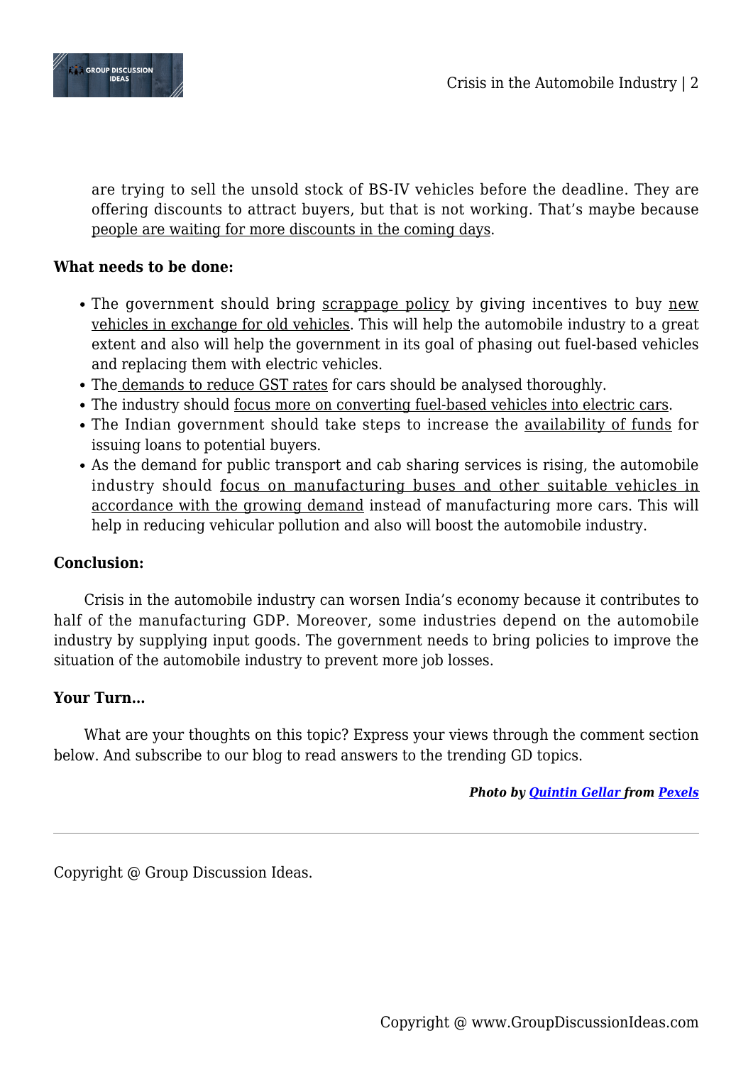are trying to sell the unsold stock of BS-IV vehicles before the deadline. They are offering discounts to attract buyers, but that is not working. That's maybe because people are waiting for more discounts in the coming days.

**What needs to be done:**

- The government should bring scrappage policy by giving incentives to buy new vehicles in exchange for old vehicles. This will help the automobile industry to a great extent and also will help the government in its goal of phasing out fuel-based vehicles and replacing them with electric vehicles.
- The demands to reduce GST rates for cars should be analysed thoroughly.
- The industry should focus more on converting fuel-based vehicles into electric cars.
- The Indian government should take steps to increase the availability of funds for issuing loans to potential buyers.
- As the demand for public transport and cab sharing services is rising, the automobile industry should focus on manufacturing buses and other suitable vehicles in accordance with the growing demand instead of manufacturing more cars. This will help in reducing vehicular pollution and also will boost the automobile industry.

**Conclusion:**

Crisis in the automobile industry can worsen India's economy because it contributes to half of the manufacturing GDP. Moreover, some industries depend on the automobile industry by supplying input goods. The government needs to bring policies to improve the situation of the automobile industry to prevent more job losses.

**Your Turn…**

What are your thoughts on this topic? Express your views through the comment section below. And subscribe to our blog to read answers to the trending GD topics.

***Photo by Quintin Gellar from Pexels***

---

Copyright @ Group Discussion Ideas.